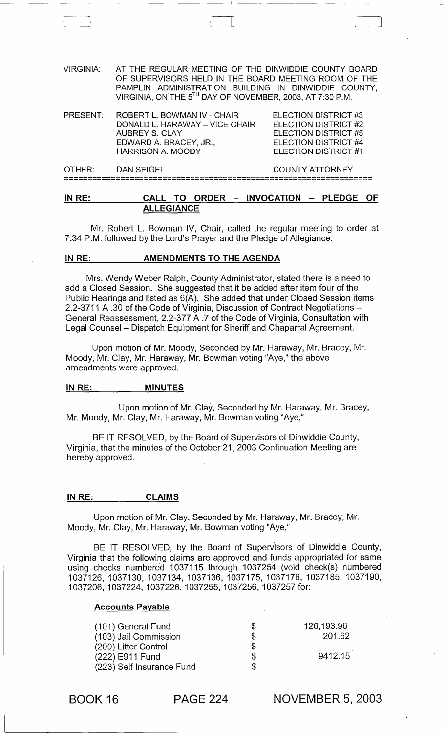VIRGINIA: AT THE REGULAR MEETING OF THE DINWIDDIE COUNTY BOARD OF SUPERVISORS HELD IN THE BOARD MEETING ROOM OF THE PAMPLIN ADMINISTRATION BUILDING IN DINWIDDIE COUNTY, VIRGINIA, ON THE 5TH DAY OF NOVEMBER, 2003, AT 7:30 P.M.

| | | |
|---|---|---|
| PRESENT: | ROBERT L. BOWMAN IV - CHAIR | ELECTION DISTRICT #3 |
| | DONALD L. HARAWAY – VICE CHAIR | ELECTION DISTRICT #2 |
| | AUBREY S. CLAY | ELECTION DISTRICT #5 |
| | EDWARD A. BRACEY, JR., | ELECTION DISTRICT #4 |
| | HARRISON A. MOODY | ELECTION DISTRICT #1 |
| OTHER: | DAN SEIGEL | COUNTY ATTORNEY |

## IN RE: CALL TO ORDER – INVOCATION – PLEDGE OF ALLEGIANCE

Mr. Robert L. Bowman IV, Chair, called the regular meeting to order at 7:34 P.M. followed by the Lord's Prayer and the Pledge of Allegiance.

## IN RE: AMENDMENTS TO THE AGENDA

Mrs. Wendy Weber Ralph, County Administrator, stated there is a need to add a Closed Session. She suggested that it be added after item four of the Public Hearings and listed as 6(A). She added that under Closed Session items 2.2-3711 A .30 of the Code of Virginia, Discussion of Contract Negotiations – General Reassessment, 2.2-377 A .7 of the Code of Virginia, Consultation with Legal Counsel – Dispatch Equipment for Sheriff and Chaparral Agreement.

Upon motion of Mr. Moody, Seconded by Mr. Haraway, Mr. Bracey, Mr. Moody, Mr. Clay, Mr. Haraway, Mr. Bowman voting "Aye," the above amendments were approved.

## IN RE: MINUTES

Upon motion of Mr. Clay, Seconded by Mr. Haraway, Mr. Bracey, Mr. Moody, Mr. Clay, Mr. Haraway, Mr. Bowman voting "Aye,"

BE IT RESOLVED, by the Board of Supervisors of Dinwiddie County, Virginia, that the minutes of the October 21, 2003 Continuation Meeting are hereby approved.

## IN RE: CLAIMS

Upon motion of Mr. Clay, Seconded by Mr. Haraway, Mr. Bracey, Mr. Moody, Mr. Clay, Mr. Haraway, Mr. Bowman voting "Aye,"

BE IT RESOLVED, by the Board of Supervisors of Dinwiddie County, Virginia that the following claims are approved and funds appropriated for same using checks numbered 1037115 through 1037254 (void check(s) numbered 1037126, 1037130, 1037134, 1037136, 1037175, 1037176, 1037185, 1037190, 1037206, 1037224, 1037226, 1037255, 1037256, 1037257 for:

**Accounts Payable**

| | | |
|---|---|---|
| (101) General Fund | $ | 126,193.96 |
| (103) Jail Commission | $ | 201.62 |
| (209) Litter Control | $ | |
| (222) E911 Fund | $ | 9412.15 |
| (223) Self Insurance Fund | $ | |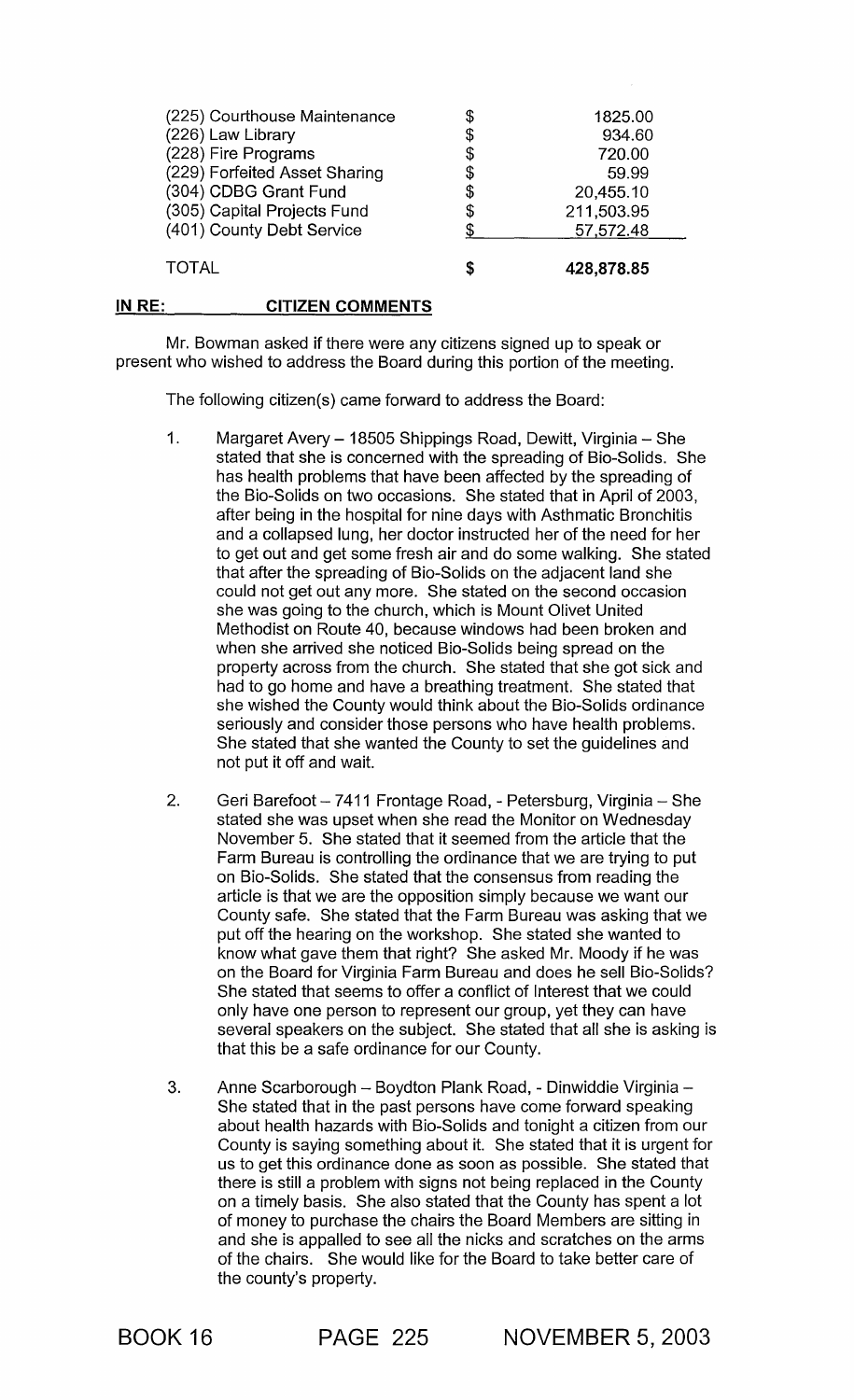| | | |
|---|---|---|
| (225) Courthouse Maintenance | $ | 1825.00 |
| (226) Law Library | $ | 934.60 |
| (228) Fire Programs | $ | 720.00 |
| (229) Forfeited Asset Sharing | $ | 59.99 |
| (304) CDBG Grant Fund | $ | 20,455.10 |
| (305) Capital Projects Fund | $ | 211,503.95 |
| (401) County Debt Service | $ | 57,572.48 |
| TOTAL | **$** | **428,878.85** |

**IN RE: CITIZEN COMMENTS**

Mr. Bowman asked if there were any citizens signed up to speak or present who wished to address the Board during this portion of the meeting.

The following citizen(s) came forward to address the Board:

1. Margaret Avery – 18505 Shippings Road, Dewitt, Virginia – She stated that she is concerned with the spreading of Bio-Solids. She has health problems that have been affected by the spreading of the Bio-Solids on two occasions. She stated that in April of 2003, after being in the hospital for nine days with Asthmatic Bronchitis and a collapsed lung, her doctor instructed her of the need for her to get out and get some fresh air and do some walking. She stated that after the spreading of Bio-Solids on the adjacent land she could not get out any more. She stated on the second occasion she was going to the church, which is Mount Olivet United Methodist on Route 40, because windows had been broken and when she arrived she noticed Bio-Solids being spread on the property across from the church. She stated that she got sick and had to go home and have a breathing treatment. She stated that she wished the County would think about the Bio-Solids ordinance seriously and consider those persons who have health problems. She stated that she wanted the County to set the guidelines and not put it off and wait.

2. Geri Barefoot – 7411 Frontage Road, - Petersburg, Virginia – She stated she was upset when she read the Monitor on Wednesday November 5. She stated that it seemed from the article that the Farm Bureau is controlling the ordinance that we are trying to put on Bio-Solids. She stated that the consensus from reading the article is that we are the opposition simply because we want our County safe. She stated that the Farm Bureau was asking that we put off the hearing on the workshop. She stated she wanted to know what gave them that right? She asked Mr. Moody if he was on the Board for Virginia Farm Bureau and does he sell Bio-Solids? She stated that seems to offer a conflict of Interest that we could only have one person to represent our group, yet they can have several speakers on the subject. She stated that all she is asking is that this be a safe ordinance for our County.

3. Anne Scarborough – Boydton Plank Road, - Dinwiddie Virginia – She stated that in the past persons have come forward speaking about health hazards with Bio-Solids and tonight a citizen from our County is saying something about it. She stated that it is urgent for us to get this ordinance done as soon as possible. She stated that there is still a problem with signs not being replaced in the County on a timely basis. She also stated that the County has spent a lot of money to purchase the chairs the Board Members are sitting in and she is appalled to see all the nicks and scratches on the arms of the chairs. She would like for the Board to take better care of the county's property.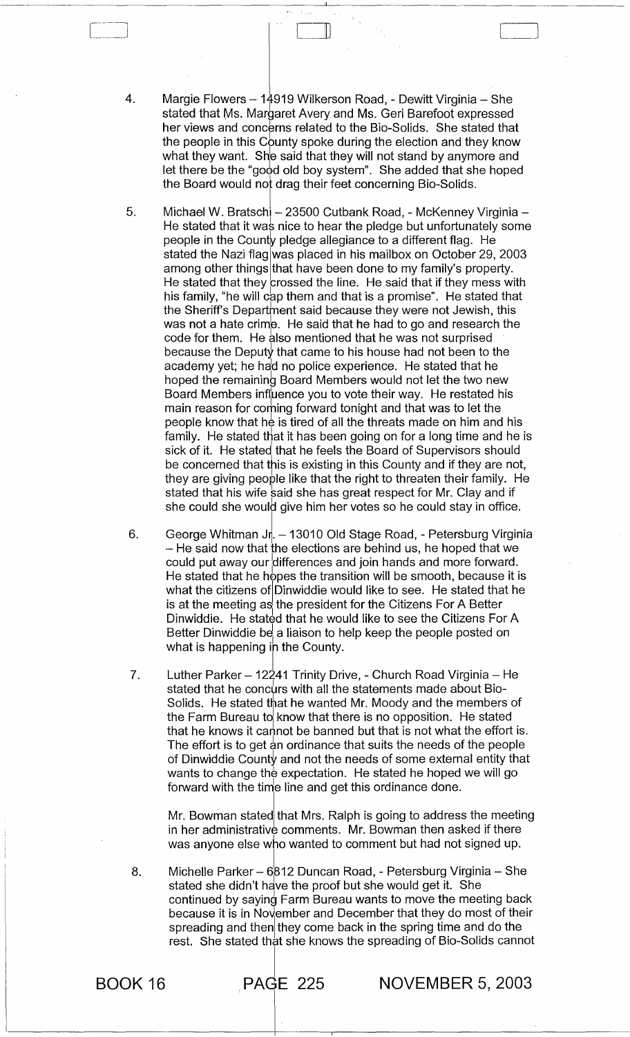4. Margie Flowers – 14919 Wilkerson Road, - Dewitt Virginia – She stated that Ms. Margaret Avery and Ms. Geri Barefoot expressed her views and concerns related to the Bio-Solids. She stated that the people in this County spoke during the election and they know what they want. She said that they will not stand by anymore and let there be the "good old boy system". She added that she hoped the Board would not drag their feet concerning Bio-Solids.

5. Michael W. Bratschi – 23500 Cutbank Road, - McKenney Virginia – He stated that it was nice to hear the pledge but unfortunately some people in the County pledge allegiance to a different flag. He stated the Nazi flag was placed in his mailbox on October 29, 2003 among other things that have been done to my family's property. He stated that they crossed the line. He said that if they mess with his family, "he will cap them and that is a promise". He stated that the Sheriff's Department said because they were not Jewish, this was not a hate crime. He said that he had to go and research the code for them. He also mentioned that he was not surprised because the Deputy that came to his house had not been to the academy yet; he had no police experience. He stated that he hoped the remaining Board Members would not let the two new Board Members influence you to vote their way. He restated his main reason for coming forward tonight and that was to let the people know that he is tired of all the threats made on him and his family. He stated that it has been going on for a long time and he is sick of it. He stated that he feels the Board of Supervisors should be concerned that this is existing in this County and if they are not, they are giving people like that the right to threaten their family. He stated that his wife said she has great respect for Mr. Clay and if she could she would give him her votes so he could stay in office.

6. George Whitman Jr. – 13010 Old Stage Road, - Petersburg Virginia – He said now that the elections are behind us, he hoped that we could put away our differences and join hands and more forward. He stated that he hopes the transition will be smooth, because it is what the citizens of Dinwiddie would like to see. He stated that he is at the meeting as the president for the Citizens For A Better Dinwiddie. He stated that he would like to see the Citizens For A Better Dinwiddie be a liaison to help keep the people posted on what is happening in the County.

7. Luther Parker – 12241 Trinity Drive, - Church Road Virginia – He stated that he concurs with all the statements made about Bio-Solids. He stated that he wanted Mr. Moody and the members of the Farm Bureau to know that there is no opposition. He stated that he knows it cannot be banned but that is not what the effort is. The effort is to get an ordinance that suits the needs of the people of Dinwiddie County and not the needs of some external entity that wants to change the expectation. He stated he hoped we will go forward with the time line and get this ordinance done.

   Mr. Bowman stated that Mrs. Ralph is going to address the meeting in her administrative comments. Mr. Bowman then asked if there was anyone else who wanted to comment but had not signed up.

8. Michelle Parker – 6812 Duncan Road, - Petersburg Virginia – She stated she didn't have the proof but she would get it. She continued by saying Farm Bureau wants to move the meeting back because it is in November and December that they do most of their spreading and then they come back in the spring time and do the rest. She stated that she knows the spreading of Bio-Solids cannot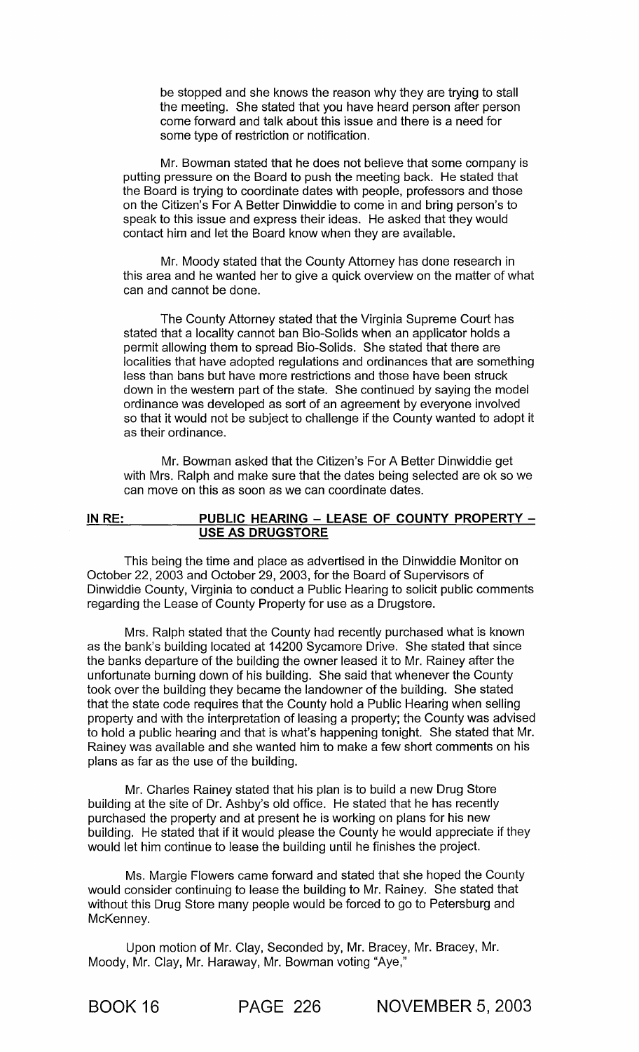be stopped and she knows the reason why they are trying to stall the meeting. She stated that you have heard person after person come forward and talk about this issue and there is a need for some type of restriction or notification.

Mr. Bowman stated that he does not believe that some company is putting pressure on the Board to push the meeting back. He stated that the Board is trying to coordinate dates with people, professors and those on the Citizen's For A Better Dinwiddie to come in and bring person's to speak to this issue and express their ideas. He asked that they would contact him and let the Board know when they are available.

Mr. Moody stated that the County Attorney has done research in this area and he wanted her to give a quick overview on the matter of what can and cannot be done.

The County Attorney stated that the Virginia Supreme Court has stated that a locality cannot ban Bio-Solids when an applicator holds a permit allowing them to spread Bio-Solids. She stated that there are localities that have adopted regulations and ordinances that are something less than bans but have more restrictions and those have been struck down in the western part of the state. She continued by saying the model ordinance was developed as sort of an agreement by everyone involved so that it would not be subject to challenge if the County wanted to adopt it as their ordinance.

Mr. Bowman asked that the Citizen's For A Better Dinwiddie get with Mrs. Ralph and make sure that the dates being selected are ok so we can move on this as soon as we can coordinate dates.

**IN RE: PUBLIC HEARING – LEASE OF COUNTY PROPERTY – USE AS DRUGSTORE**

This being the time and place as advertised in the Dinwiddie Monitor on October 22, 2003 and October 29, 2003, for the Board of Supervisors of Dinwiddie County, Virginia to conduct a Public Hearing to solicit public comments regarding the Lease of County Property for use as a Drugstore.

Mrs. Ralph stated that the County had recently purchased what is known as the bank's building located at 14200 Sycamore Drive. She stated that since the banks departure of the building the owner leased it to Mr. Rainey after the unfortunate burning down of his building. She said that whenever the County took over the building they became the landowner of the building. She stated that the state code requires that the County hold a Public Hearing when selling property and with the interpretation of leasing a property; the County was advised to hold a public hearing and that is what's happening tonight. She stated that Mr. Rainey was available and she wanted him to make a few short comments on his plans as far as the use of the building.

Mr. Charles Rainey stated that his plan is to build a new Drug Store building at the site of Dr. Ashby's old office. He stated that he has recently purchased the property and at present he is working on plans for his new building. He stated that if it would please the County he would appreciate if they would let him continue to lease the building until he finishes the project.

Ms. Margie Flowers came forward and stated that she hoped the County would consider continuing to lease the building to Mr. Rainey. She stated that without this Drug Store many people would be forced to go to Petersburg and McKenney.

Upon motion of Mr. Clay, Seconded by, Mr. Bracey, Mr. Bracey, Mr. Moody, Mr. Clay, Mr. Haraway, Mr. Bowman voting "Aye,"

BOOK 16 PAGE 226 NOVEMBER 5, 2003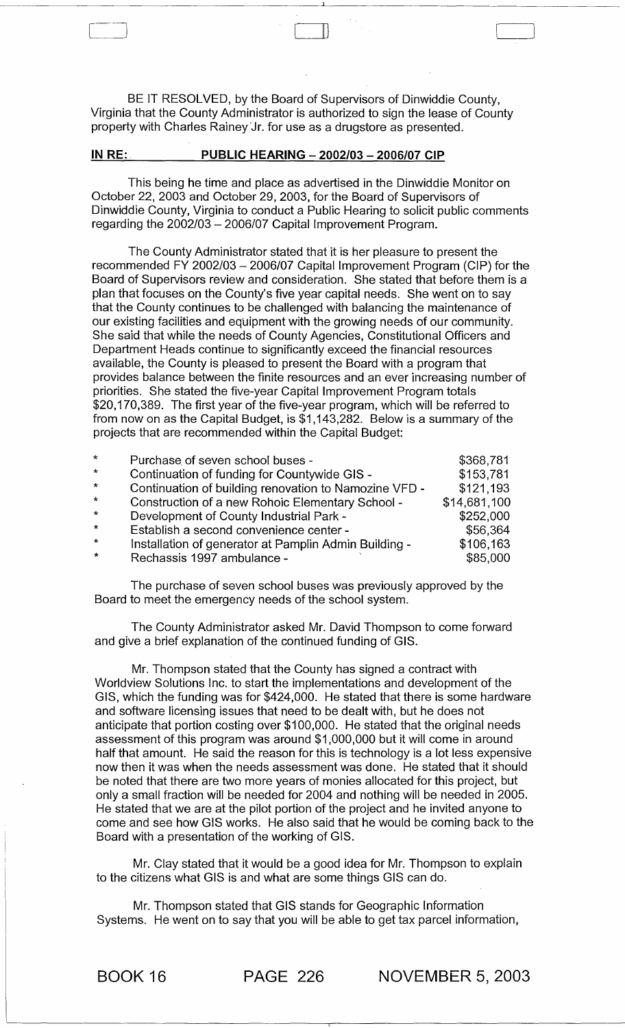BE IT RESOLVED, by the Board of Supervisors of Dinwiddie County, Virginia that the County Administrator is authorized to sign the lease of County property with Charles Rainey Jr. for use as a drugstore as presented.

**IN RE: PUBLIC HEARING – 2002/03 – 2006/07 CIP**

This being he time and place as advertised in the Dinwiddie Monitor on October 22, 2003 and October 29, 2003, for the Board of Supervisors of Dinwiddie County, Virginia to conduct a Public Hearing to solicit public comments regarding the 2002/03 – 2006/07 Capital Improvement Program.

The County Administrator stated that it is her pleasure to present the recommended FY 2002/03 – 2006/07 Capital Improvement Program (CIP) for the Board of Supervisors review and consideration. She stated that before them is a plan that focuses on the County's five year capital needs. She went on to say that the County continues to be challenged with balancing the maintenance of our existing facilities and equipment with the growing needs of our community. She said that while the needs of County Agencies, Constitutional Officers and Department Heads continue to significantly exceed the financial resources available, the County is pleased to present the Board with a program that provides balance between the finite resources and an ever increasing number of priorities. She stated the five-year Capital Improvement Program totals $20,170,389. The first year of the five-year program, which will be referred to from now on as the Capital Budget, is $1,143,282. Below is a summary of the projects that are recommended within the Capital Budget:

| | | |
|---|---|---|
| * | Purchase of seven school buses - | $368,781 |
| * | Continuation of funding for Countywide GIS - | $153,781 |
| * | Continuation of building renovation to Namozine VFD - | $121,193 |
| * | Construction of a new Rohoic Elementary School - | $14,681,100 |
| * | Development of County Industrial Park - | $252,000 |
| * | Establish a second convenience center - | $56,364 |
| * | Installation of generator at Pamplin Admin Building - | $106,163 |
| * | Rechassis 1997 ambulance - | $85,000 |

The purchase of seven school buses was previously approved by the Board to meet the emergency needs of the school system.

The County Administrator asked Mr. David Thompson to come forward and give a brief explanation of the continued funding of GIS.

Mr. Thompson stated that the County has signed a contract with Worldview Solutions Inc. to start the implementations and development of the GIS, which the funding was for $424,000. He stated that there is some hardware and software licensing issues that need to be dealt with, but he does not anticipate that portion costing over $100,000. He stated that the original needs assessment of this program was around $1,000,000 but it will come in around half that amount. He said the reason for this is technology is a lot less expensive now then it was when the needs assessment was done. He stated that it should be noted that there are two more years of monies allocated for this project, but only a small fraction will be needed for 2004 and nothing will be needed in 2005. He stated that we are at the pilot portion of the project and he invited anyone to come and see how GIS works. He also said that he would be coming back to the Board with a presentation of the working of GIS.

Mr. Clay stated that it would be a good idea for Mr. Thompson to explain to the citizens what GIS is and what are some things GIS can do.

Mr. Thompson stated that GIS stands for Geographic Information Systems. He went on to say that you will be able to get tax parcel information,

BOOK 16 PAGE 226 NOVEMBER 5, 2003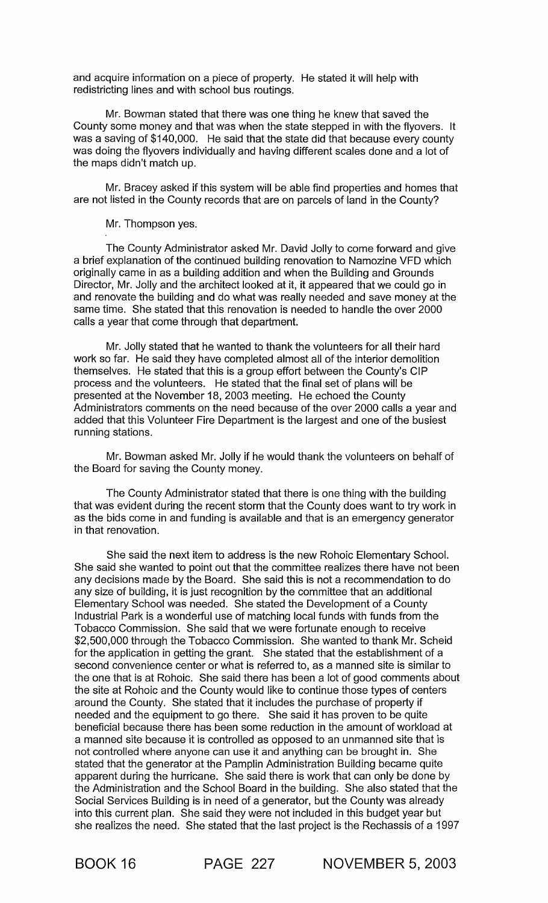and acquire information on a piece of property. He stated it will help with redistricting lines and with school bus routings.

Mr. Bowman stated that there was one thing he knew that saved the County some money and that was when the state stepped in with the flyovers. It was a saving of $140,000. He said that the state did that because every county was doing the flyovers individually and having different scales done and a lot of the maps didn't match up.

Mr. Bracey asked if this system will be able find properties and homes that are not listed in the County records that are on parcels of land in the County?

Mr. Thompson yes.

The County Administrator asked Mr. David Jolly to come forward and give a brief explanation of the continued building renovation to Namozine VFD which originally came in as a building addition and when the Building and Grounds Director, Mr. Jolly and the architect looked at it, it appeared that we could go in and renovate the building and do what was really needed and save money at the same time. She stated that this renovation is needed to handle the over 2000 calls a year that come through that department.

Mr. Jolly stated that he wanted to thank the volunteers for all their hard work so far. He said they have completed almost all of the interior demolition themselves. He stated that this is a group effort between the County's CIP process and the volunteers. He stated that the final set of plans will be presented at the November 18, 2003 meeting. He echoed the County Administrators comments on the need because of the over 2000 calls a year and added that this Volunteer Fire Department is the largest and one of the busiest running stations.

Mr. Bowman asked Mr. Jolly if he would thank the volunteers on behalf of the Board for saving the County money.

The County Administrator stated that there is one thing with the building that was evident during the recent storm that the County does want to try work in as the bids come in and funding is available and that is an emergency generator in that renovation.

She said the next item to address is the new Rohoic Elementary School. She said she wanted to point out that the committee realizes there have not been any decisions made by the Board. She said this is not a recommendation to do any size of building, it is just recognition by the committee that an additional Elementary School was needed. She stated the Development of a County Industrial Park is a wonderful use of matching local funds with funds from the Tobacco Commission. She said that we were fortunate enough to receive $2,500,000 through the Tobacco Commission. She wanted to thank Mr. Scheid for the application in getting the grant. She stated that the establishment of a second convenience center or what is referred to, as a manned site is similar to the one that is at Rohoic. She said there has been a lot of good comments about the site at Rohoic and the County would like to continue those types of centers around the County. She stated that it includes the purchase of property if needed and the equipment to go there. She said it has proven to be quite beneficial because there has been some reduction in the amount of workload at a manned site because it is controlled as opposed to an unmanned site that is not controlled where anyone can use it and anything can be brought in. She stated that the generator at the Pamplin Administration Building became quite apparent during the hurricane. She said there is work that can only be done by the Administration and the School Board in the building. She also stated that the Social Services Building is in need of a generator, but the County was already into this current plan. She said they were not included in this budget year but she realizes the need. She stated that the last project is the Rechassis of a 1997

BOOK 16 PAGE 227 NOVEMBER 5, 2003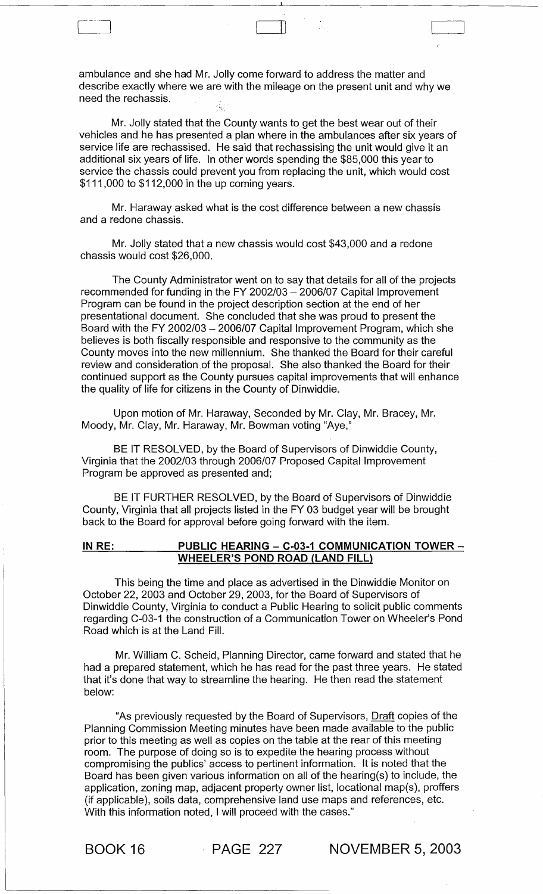ambulance and she had Mr. Jolly come forward to address the matter and describe exactly where we are with the mileage on the present unit and why we need the rechassis.

Mr. Jolly stated that the County wants to get the best wear out of their vehicles and he has presented a plan where in the ambulances after six years of service life are rechassised. He said that rechassising the unit would give it an additional six years of life. In other words spending the $85,000 this year to service the chassis could prevent you from replacing the unit, which would cost $111,000 to $112,000 in the up coming years.

Mr. Haraway asked what is the cost difference between a new chassis and a redone chassis.

Mr. Jolly stated that a new chassis would cost $43,000 and a redone chassis would cost $26,000.

The County Administrator went on to say that details for all of the projects recommended for funding in the FY 2002/03 – 2006/07 Capital Improvement Program can be found in the project description section at the end of her presentational document. She concluded that she was proud to present the Board with the FY 2002/03 – 2006/07 Capital Improvement Program, which she believes is both fiscally responsible and responsive to the community as the County moves into the new millennium. She thanked the Board for their careful review and consideration of the proposal. She also thanked the Board for their continued support as the County pursues capital improvements that will enhance the quality of life for citizens in the County of Dinwiddie.

Upon motion of Mr. Haraway, Seconded by Mr. Clay, Mr. Bracey, Mr. Moody, Mr. Clay, Mr. Haraway, Mr. Bowman voting "Aye,"

BE IT RESOLVED, by the Board of Supervisors of Dinwiddie County, Virginia that the 2002/03 through 2006/07 Proposed Capital Improvement Program be approved as presented and;

BE IT FURTHER RESOLVED, by the Board of Supervisors of Dinwiddie County, Virginia that all projects listed in the FY 03 budget year will be brought back to the Board for approval before going forward with the item.

**IN RE: PUBLIC HEARING – C-03-1 COMMUNICATION TOWER – WHEELER'S POND ROAD (LAND FILL)**

This being the time and place as advertised in the Dinwiddie Monitor on October 22, 2003 and October 29, 2003, for the Board of Supervisors of Dinwiddie County, Virginia to conduct a Public Hearing to solicit public comments regarding C-03-1 the construction of a Communication Tower on Wheeler's Pond Road which is at the Land Fill.

Mr. William C. Scheid, Planning Director, came forward and stated that he had a prepared statement, which he has read for the past three years. He stated that it's done that way to streamline the hearing. He then read the statement below:

"As previously requested by the Board of Supervisors, Draft copies of the Planning Commission Meeting minutes have been made available to the public prior to this meeting as well as copies on the table at the rear of this meeting room. The purpose of doing so is to expedite the hearing process without compromising the publics' access to pertinent information. It is noted that the Board has been given various information on all of the hearing(s) to include, the application, zoning map, adjacent property owner list, locational map(s), proffers (if applicable), soils data, comprehensive land use maps and references, etc. With this information noted, I will proceed with the cases."

BOOK 16 PAGE 227 NOVEMBER 5, 2003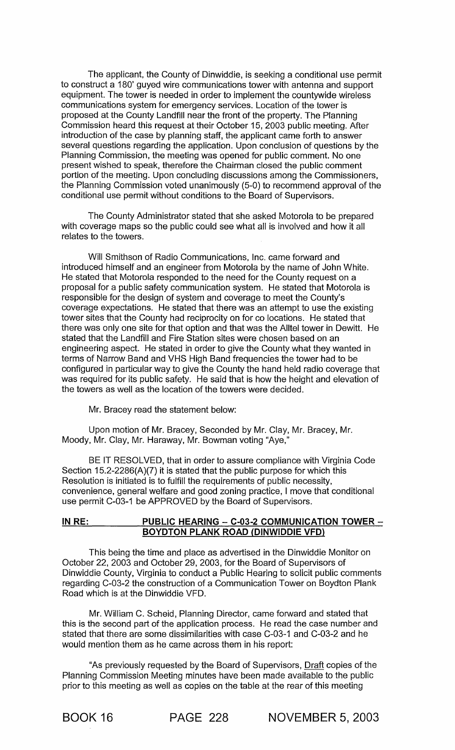The applicant, the County of Dinwiddie, is seeking a conditional use permit to construct a 180' guyed wire communications tower with antenna and support equipment. The tower is needed in order to implement the countywide wireless communications system for emergency services. Location of the tower is proposed at the County Landfill near the front of the property. The Planning Commission heard this request at their October 15, 2003 public meeting. After introduction of the case by planning staff, the applicant came forth to answer several questions regarding the application. Upon conclusion of questions by the Planning Commission, the meeting was opened for public comment. No one present wished to speak, therefore the Chairman closed the public comment portion of the meeting. Upon concluding discussions among the Commissioners, the Planning Commission voted unanimously (5-0) to recommend approval of the conditional use permit without conditions to the Board of Supervisors.

The County Administrator stated that she asked Motorola to be prepared with coverage maps so the public could see what all is involved and how it all relates to the towers.

Will Smithson of Radio Communications, Inc. came forward and introduced himself and an engineer from Motorola by the name of John White. He stated that Motorola responded to the need for the County request on a proposal for a public safety communication system. He stated that Motorola is responsible for the design of system and coverage to meet the County's coverage expectations. He stated that there was an attempt to use the existing tower sites that the County had reciprocity on for co locations. He stated that there was only one site for that option and that was the Alltel tower in Dewitt. He stated that the Landfill and Fire Station sites were chosen based on an engineering aspect. He stated in order to give the County what they wanted in terms of Narrow Band and VHS High Band frequencies the tower had to be configured in particular way to give the County the hand held radio coverage that was required for its public safety. He said that is how the height and elevation of the towers as well as the location of the towers were decided.

Mr. Bracey read the statement below:

Upon motion of Mr. Bracey, Seconded by Mr. Clay, Mr. Bracey, Mr. Moody, Mr. Clay, Mr. Haraway, Mr. Bowman voting "Aye,"

BE IT RESOLVED, that in order to assure compliance with Virginia Code Section 15.2-2286(A)(7) it is stated that the public purpose for which this Resolution is initiated is to fulfill the requirements of public necessity, convenience, general welfare and good zoning practice, I move that conditional use permit C-03-1 be APPROVED by the Board of Supervisors.

**IN RE: PUBLIC HEARING – C-03-2 COMMUNICATION TOWER – BOYDTON PLANK ROAD (DINWIDDIE VFD)**

This being the time and place as advertised in the Dinwiddie Monitor on October 22, 2003 and October 29, 2003, for the Board of Supervisors of Dinwiddie County, Virginia to conduct a Public Hearing to solicit public comments regarding C-03-2 the construction of a Communication Tower on Boydton Plank Road which is at the Dinwiddie VFD.

Mr. William C. Scheid, Planning Director, came forward and stated that this is the second part of the application process. He read the case number and stated that there are some dissimilarities with case C-03-1 and C-03-2 and he would mention them as he came across them in his report:

"As previously requested by the Board of Supervisors, Draft copies of the Planning Commission Meeting minutes have been made available to the public prior to this meeting as well as copies on the table at the rear of this meeting

BOOK 16 PAGE 228 NOVEMBER 5, 2003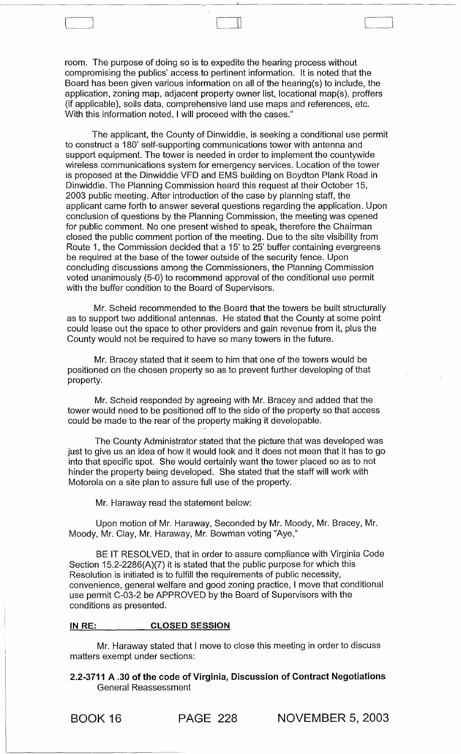room. The purpose of doing so is to expedite the hearing process without compromising the publics' access to pertinent information. It is noted that the Board has been given various information on all of the hearing(s) to include, the application, zoning map, adjacent property owner list, locational map(s), proffers (if applicable), soils data, comprehensive land use maps and references, etc. With this information noted, I will proceed with the cases."

The applicant, the County of Dinwiddie, is seeking a conditional use permit to construct a 180' self-supporting communications tower with antenna and support equipment. The tower is needed in order to implement the countywide wireless communications system for emergency services. Location of the tower is proposed at the Dinwiddie VFD and EMS building on Boydton Plank Road in Dinwiddie. The Planning Commission heard this request at their October 15, 2003 public meeting. After introduction of the case by planning staff, the applicant came forth to answer several questions regarding the application. Upon conclusion of questions by the Planning Commission, the meeting was opened for public comment. No one present wished to speak, therefore the Chairman closed the public comment portion of the meeting. Due to the site visibility from Route 1, the Commission decided that a 15' to 25' buffer containing evergreens be required at the base of the tower outside of the security fence. Upon concluding discussions among the Commissioners, the Planning Commission voted unanimously (5-0) to recommend approval of the conditional use permit with the buffer condition to the Board of Supervisors.

Mr. Scheid recommended to the Board that the towers be built structurally as to support two additional antennas. He stated that the County at some point could lease out the space to other providers and gain revenue from it, plus the County would not be required to have so many towers in the future.

Mr. Bracey stated that it seem to him that one of the towers would be positioned on the chosen property so as to prevent further developing of that property.

Mr. Scheid responded by agreeing with Mr. Bracey and added that the tower would need to be positioned off to the side of the property so that access could be made to the rear of the property making it developable.

The County Administrator stated that the picture that was developed was just to give us an idea of how it would look and it does not mean that it has to go into that specific spot. She would certainly want the tower placed so as to not hinder the property being developed. She stated that the staff will work with Motorola on a site plan to assure full use of the property.

Mr. Haraway read the statement below:

Upon motion of Mr. Haraway, Seconded by Mr. Moody, Mr. Bracey, Mr. Moody, Mr. Clay, Mr. Haraway, Mr. Bowman voting "Aye,"

BE IT RESOLVED, that in order to assure compliance with Virginia Code Section 15.2-2286(A)(7) it is stated that the public purpose for which this Resolution is initiated is to fulfill the requirements of public necessity, convenience, general welfare and good zoning practice, I move that conditional use permit C-03-2 be APPROVED by the Board of Supervisors with the conditions as presented.

**IN RE: CLOSED SESSION**

Mr. Haraway stated that I move to close this meeting in order to discuss matters exempt under sections:

**2.2-3711 A .30 of the code of Virginia, Discussion of Contract Negotiations**
General Reassessment

BOOK 16 PAGE 228 NOVEMBER 5, 2003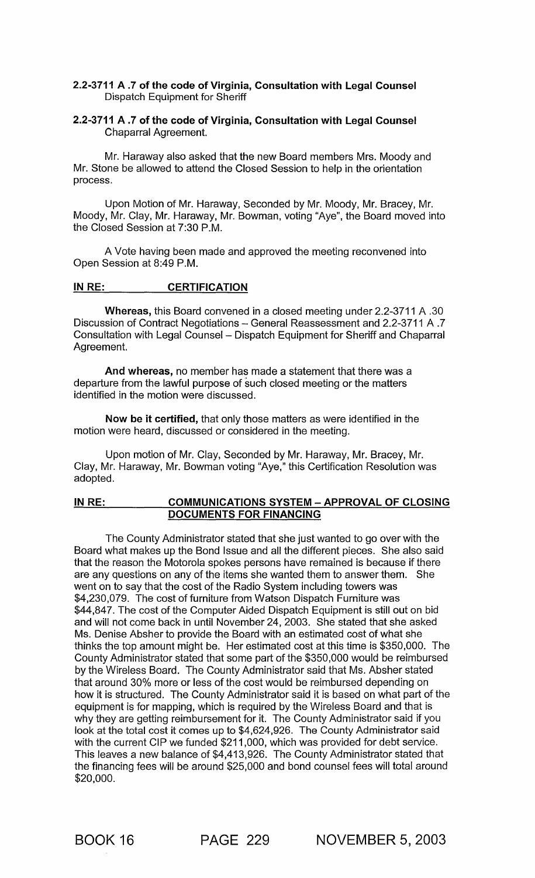**2.2-3711 A .7 of the code of Virginia, Consultation with Legal Counsel**
Dispatch Equipment for Sheriff

**2.2-3711 A .7 of the code of Virginia, Consultation with Legal Counsel**
Chaparral Agreement.

Mr. Haraway also asked that the new Board members Mrs. Moody and Mr. Stone be allowed to attend the Closed Session to help in the orientation process.

Upon Motion of Mr. Haraway, Seconded by Mr. Moody, Mr. Bracey, Mr. Moody, Mr. Clay, Mr. Haraway, Mr. Bowman, voting "Aye", the Board moved into the Closed Session at 7:30 P.M.

A Vote having been made and approved the meeting reconvened into Open Session at 8:49 P.M.

**IN RE: CERTIFICATION**

**Whereas,** this Board convened in a closed meeting under 2.2-3711 A .30 Discussion of Contract Negotiations – General Reassessment and 2.2-3711 A .7 Consultation with Legal Counsel – Dispatch Equipment for Sheriff and Chaparral Agreement.

**And whereas,** no member has made a statement that there was a departure from the lawful purpose of such closed meeting or the matters identified in the motion were discussed.

**Now be it certified,** that only those matters as were identified in the motion were heard, discussed or considered in the meeting.

Upon motion of Mr. Clay, Seconded by Mr. Haraway, Mr. Bracey, Mr. Clay, Mr. Haraway, Mr. Bowman voting "Aye," this Certification Resolution was adopted.

**IN RE: COMMUNICATIONS SYSTEM – APPROVAL OF CLOSING DOCUMENTS FOR FINANCING**

The County Administrator stated that she just wanted to go over with the Board what makes up the Bond Issue and all the different pieces. She also said that the reason the Motorola spokes persons have remained is because if there are any questions on any of the items she wanted them to answer them. She went on to say that the cost of the Radio System including towers was $4,230,079. The cost of furniture from Watson Dispatch Furniture was $44,847. The cost of the Computer Aided Dispatch Equipment is still out on bid and will not come back in until November 24, 2003. She stated that she asked Ms. Denise Absher to provide the Board with an estimated cost of what she thinks the top amount might be. Her estimated cost at this time is $350,000. The County Administrator stated that some part of the $350,000 would be reimbursed by the Wireless Board. The County Administrator said that Ms. Absher stated that around 30% more or less of the cost would be reimbursed depending on how it is structured. The County Administrator said it is based on what part of the equipment is for mapping, which is required by the Wireless Board and that is why they are getting reimbursement for it. The County Administrator said if you look at the total cost it comes up to $4,624,926. The County Administrator said with the current CIP we funded $211,000, which was provided for debt service. This leaves a new balance of $4,413,926. The County Administrator stated that the financing fees will be around $25,000 and bond counsel fees will total around $20,000.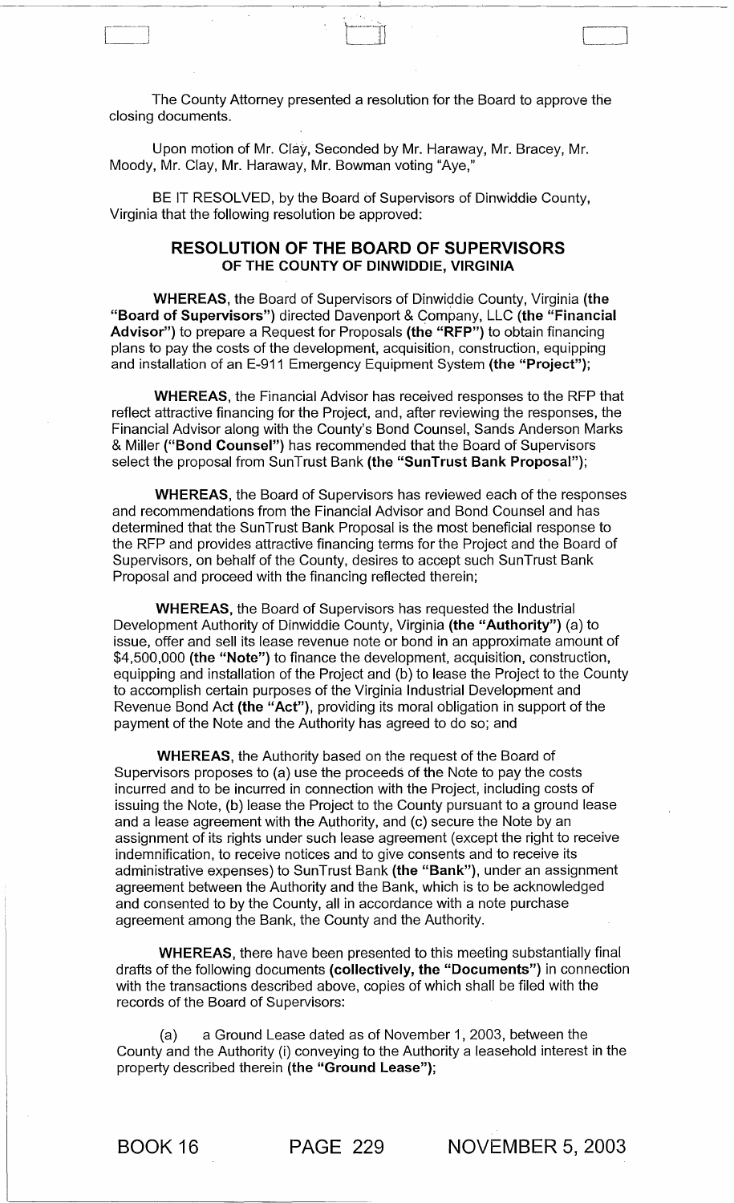The County Attorney presented a resolution for the Board to approve the closing documents.

Upon motion of Mr. Clay, Seconded by Mr. Haraway, Mr. Bracey, Mr. Moody, Mr. Clay, Mr. Haraway, Mr. Bowman voting "Aye,"

BE IT RESOLVED, by the Board of Supervisors of Dinwiddie County, Virginia that the following resolution be approved:

## RESOLUTION OF THE BOARD OF SUPERVISORS
### OF THE COUNTY OF DINWIDDIE, VIRGINIA

**WHEREAS,** the Board of Supervisors of Dinwiddie County, Virginia **(the "Board of Supervisors")** directed Davenport & Company, LLC **(the "Financial Advisor")** to prepare a Request for Proposals **(the "RFP")** to obtain financing plans to pay the costs of the development, acquisition, construction, equipping and installation of an E-911 Emergency Equipment System **(the "Project");**

**WHEREAS,** the Financial Advisor has received responses to the RFP that reflect attractive financing for the Project, and, after reviewing the responses, the Financial Advisor along with the County's Bond Counsel, Sands Anderson Marks & Miller **("Bond Counsel")** has recommended that the Board of Supervisors select the proposal from SunTrust Bank **(the "SunTrust Bank Proposal");**

**WHEREAS,** the Board of Supervisors has reviewed each of the responses and recommendations from the Financial Advisor and Bond Counsel and has determined that the SunTrust Bank Proposal is the most beneficial response to the RFP and provides attractive financing terms for the Project and the Board of Supervisors, on behalf of the County, desires to accept such SunTrust Bank Proposal and proceed with the financing reflected therein;

**WHEREAS,** the Board of Supervisors has requested the Industrial Development Authority of Dinwiddie County, Virginia **(the "Authority")** (a) to issue, offer and sell its lease revenue note or bond in an approximate amount of $4,500,000 **(the "Note")** to finance the development, acquisition, construction, equipping and installation of the Project and (b) to lease the Project to the County to accomplish certain purposes of the Virginia Industrial Development and Revenue Bond Act **(the "Act")**, providing its moral obligation in support of the payment of the Note and the Authority has agreed to do so; and

**WHEREAS,** the Authority based on the request of the Board of Supervisors proposes to (a) use the proceeds of the Note to pay the costs incurred and to be incurred in connection with the Project, including costs of issuing the Note, (b) lease the Project to the County pursuant to a ground lease and a lease agreement with the Authority, and (c) secure the Note by an assignment of its rights under such lease agreement (except the right to receive indemnification, to receive notices and to give consents and to receive its administrative expenses) to SunTrust Bank **(the "Bank")**, under an assignment agreement between the Authority and the Bank, which is to be acknowledged and consented to by the County, all in accordance with a note purchase agreement among the Bank, the County and the Authority.

**WHEREAS,** there have been presented to this meeting substantially final drafts of the following documents **(collectively, the "Documents")** in connection with the transactions described above, copies of which shall be filed with the records of the Board of Supervisors:

(a) a Ground Lease dated as of November 1, 2003, between the County and the Authority (i) conveying to the Authority a leasehold interest in the property described therein **(the "Ground Lease");**

BOOK 16 PAGE 229 NOVEMBER 5, 2003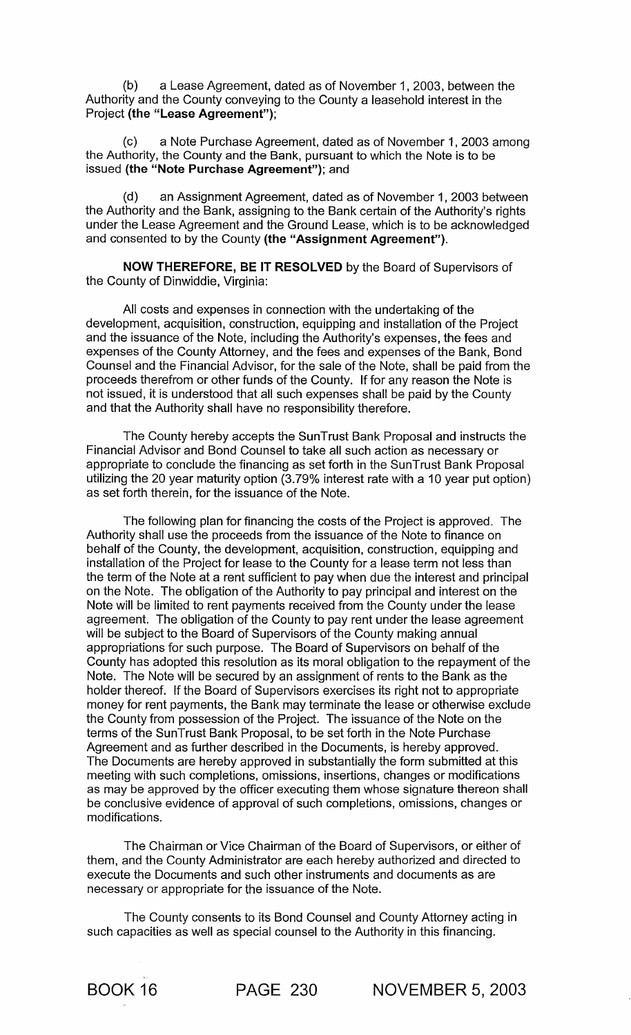(b) a Lease Agreement, dated as of November 1, 2003, between the Authority and the County conveying to the County a leasehold interest in the Project **(the "Lease Agreement")**;

(c) a Note Purchase Agreement, dated as of November 1, 2003 among the Authority, the County and the Bank, pursuant to which the Note is to be issued **(the "Note Purchase Agreement")**; and

(d) an Assignment Agreement, dated as of November 1, 2003 between the Authority and the Bank, assigning to the Bank certain of the Authority's rights under the Lease Agreement and the Ground Lease, which is to be acknowledged and consented to by the County **(the "Assignment Agreement")**.

**NOW THEREFORE, BE IT RESOLVED** by the Board of Supervisors of the County of Dinwiddie, Virginia:

All costs and expenses in connection with the undertaking of the development, acquisition, construction, equipping and installation of the Project and the issuance of the Note, including the Authority's expenses, the fees and expenses of the County Attorney, and the fees and expenses of the Bank, Bond Counsel and the Financial Advisor, for the sale of the Note, shall be paid from the proceeds therefrom or other funds of the County. If for any reason the Note is not issued, it is understood that all such expenses shall be paid by the County and that the Authority shall have no responsibility therefore.

The County hereby accepts the SunTrust Bank Proposal and instructs the Financial Advisor and Bond Counsel to take all such action as necessary or appropriate to conclude the financing as set forth in the SunTrust Bank Proposal utilizing the 20 year maturity option (3.79% interest rate with a 10 year put option) as set forth therein, for the issuance of the Note.

The following plan for financing the costs of the Project is approved. The Authority shall use the proceeds from the issuance of the Note to finance on behalf of the County, the development, acquisition, construction, equipping and installation of the Project for lease to the County for a lease term not less than the term of the Note at a rent sufficient to pay when due the interest and principal on the Note. The obligation of the Authority to pay principal and interest on the Note will be limited to rent payments received from the County under the lease agreement. The obligation of the County to pay rent under the lease agreement will be subject to the Board of Supervisors of the County making annual appropriations for such purpose. The Board of Supervisors on behalf of the County has adopted this resolution as its moral obligation to the repayment of the Note. The Note will be secured by an assignment of rents to the Bank as the holder thereof. If the Board of Supervisors exercises its right not to appropriate money for rent payments, the Bank may terminate the lease or otherwise exclude the County from possession of the Project. The issuance of the Note on the terms of the SunTrust Bank Proposal, to be set forth in the Note Purchase Agreement and as further described in the Documents, is hereby approved. The Documents are hereby approved in substantially the form submitted at this meeting with such completions, omissions, insertions, changes or modifications as may be approved by the officer executing them whose signature thereon shall be conclusive evidence of approval of such completions, omissions, changes or modifications.

The Chairman or Vice Chairman of the Board of Supervisors, or either of them, and the County Administrator are each hereby authorized and directed to execute the Documents and such other instruments and documents as are necessary or appropriate for the issuance of the Note.

The County consents to its Bond Counsel and County Attorney acting in such capacities as well as special counsel to the Authority in this financing.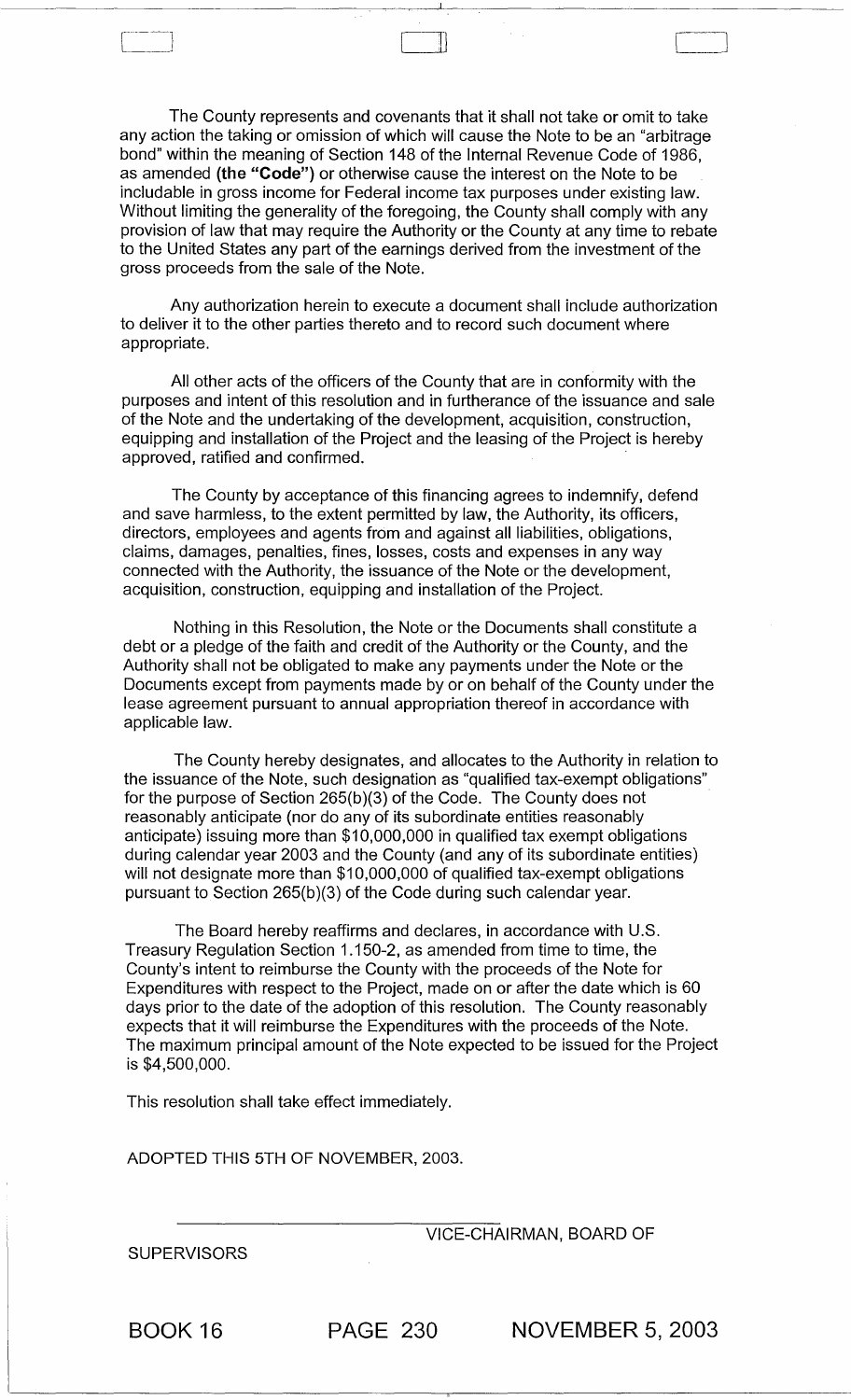The County represents and covenants that it shall not take or omit to take any action the taking or omission of which will cause the Note to be an "arbitrage bond" within the meaning of Section 148 of the Internal Revenue Code of 1986, as amended **(the "Code")** or otherwise cause the interest on the Note to be includable in gross income for Federal income tax purposes under existing law. Without limiting the generality of the foregoing, the County shall comply with any provision of law that may require the Authority or the County at any time to rebate to the United States any part of the earnings derived from the investment of the gross proceeds from the sale of the Note.

Any authorization herein to execute a document shall include authorization to deliver it to the other parties thereto and to record such document where appropriate.

All other acts of the officers of the County that are in conformity with the purposes and intent of this resolution and in furtherance of the issuance and sale of the Note and the undertaking of the development, acquisition, construction, equipping and installation of the Project and the leasing of the Project is hereby approved, ratified and confirmed.

The County by acceptance of this financing agrees to indemnify, defend and save harmless, to the extent permitted by law, the Authority, its officers, directors, employees and agents from and against all liabilities, obligations, claims, damages, penalties, fines, losses, costs and expenses in any way connected with the Authority, the issuance of the Note or the development, acquisition, construction, equipping and installation of the Project.

Nothing in this Resolution, the Note or the Documents shall constitute a debt or a pledge of the faith and credit of the Authority or the County, and the Authority shall not be obligated to make any payments under the Note or the Documents except from payments made by or on behalf of the County under the lease agreement pursuant to annual appropriation thereof in accordance with applicable law.

The County hereby designates, and allocates to the Authority in relation to the issuance of the Note, such designation as "qualified tax-exempt obligations" for the purpose of Section 265(b)(3) of the Code. The County does not reasonably anticipate (nor do any of its subordinate entities reasonably anticipate) issuing more than $10,000,000 in qualified tax exempt obligations during calendar year 2003 and the County (and any of its subordinate entities) will not designate more than $10,000,000 of qualified tax-exempt obligations pursuant to Section 265(b)(3) of the Code during such calendar year.

The Board hereby reaffirms and declares, in accordance with U.S. Treasury Regulation Section 1.150-2, as amended from time to time, the County's intent to reimburse the County with the proceeds of the Note for Expenditures with respect to the Project, made on or after the date which is 60 days prior to the date of the adoption of this resolution. The County reasonably expects that it will reimburse the Expenditures with the proceeds of the Note. The maximum principal amount of the Note expected to be issued for the Project is $4,500,000.

This resolution shall take effect immediately.

ADOPTED THIS 5TH OF NOVEMBER, 2003.

VICE-CHAIRMAN, BOARD OF SUPERVISORS

BOOK 16 PAGE 230 NOVEMBER 5, 2003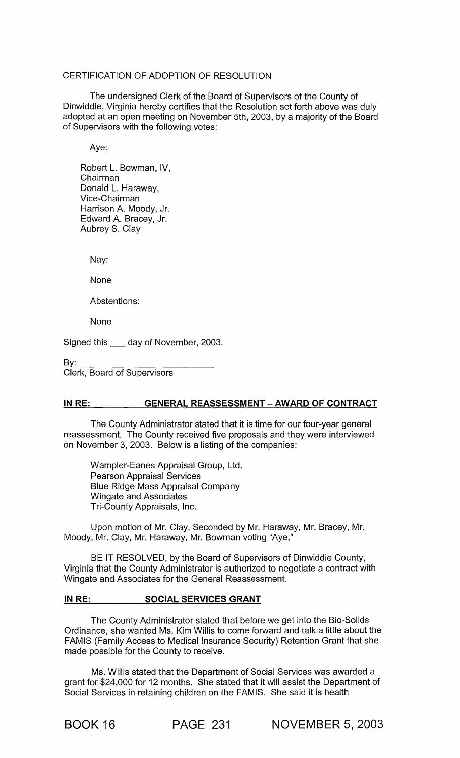CERTIFICATION OF ADOPTION OF RESOLUTION

The undersigned Clerk of the Board of Supervisors of the County of Dinwiddie, Virginia hereby certifies that the Resolution set forth above was duly adopted at an open meeting on November 5th, 2003, by a majority of the Board of Supervisors with the following votes:

Aye:

Robert L. Bowman, IV,
Chairman
Donald L. Haraway,
Vice-Chairman
Harrison A. Moody, Jr.
Edward A. Bracey, Jr.
Aubrey S. Clay

Nay:

None

Abstentions:

None

Signed this ___ day of November, 2003.

By: ___________________________
Clerk, Board of Supervisors

**IN RE: GENERAL REASSESSMENT – AWARD OF CONTRACT**

The County Administrator stated that it is time for our four-year general reassessment. The County received five proposals and they were interviewed on November 3, 2003. Below is a listing of the companies:

Wampler-Eanes Appraisal Group, Ltd.
Pearson Appraisal Services
Blue Ridge Mass Appraisal Company
Wingate and Associates
Tri-County Appraisals, Inc.

Upon motion of Mr. Clay, Seconded by Mr. Haraway, Mr. Bracey, Mr. Moody, Mr. Clay, Mr. Haraway, Mr. Bowman voting "Aye,"

BE IT RESOLVED, by the Board of Supervisors of Dinwiddie County, Virginia that the County Administrator is authorized to negotiate a contract with Wingate and Associates for the General Reassessment.

**IN RE: SOCIAL SERVICES GRANT**

The County Administrator stated that before we get into the Bio-Solids Ordinance, she wanted Ms. Kim Willis to come forward and talk a little about the FAMIS (Family Access to Medical Insurance Security) Retention Grant that she made possible for the County to receive.

Ms. Willis stated that the Department of Social Services was awarded a grant for $24,000 for 12 months. She stated that it will assist the Department of Social Services in retaining children on the FAMIS. She said it is health

BOOK 16 PAGE 231 NOVEMBER 5, 2003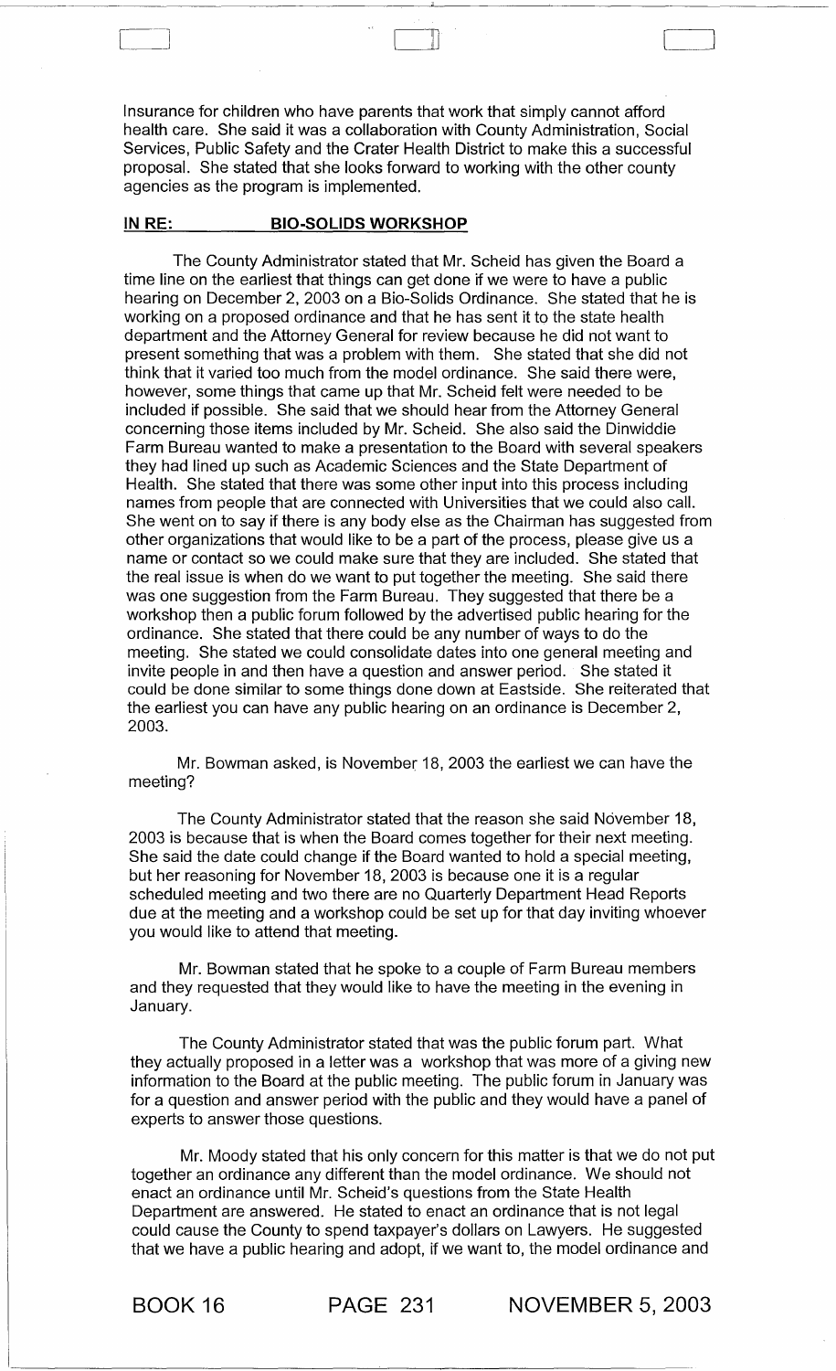Insurance for children who have parents that work that simply cannot afford health care. She said it was a collaboration with County Administration, Social Services, Public Safety and the Crater Health District to make this a successful proposal. She stated that she looks forward to working with the other county agencies as the program is implemented.

**IN RE: BIO-SOLIDS WORKSHOP**

The County Administrator stated that Mr. Scheid has given the Board a time line on the earliest that things can get done if we were to have a public hearing on December 2, 2003 on a Bio-Solids Ordinance. She stated that he is working on a proposed ordinance and that he has sent it to the state health department and the Attorney General for review because he did not want to present something that was a problem with them. She stated that she did not think that it varied too much from the model ordinance. She said there were, however, some things that came up that Mr. Scheid felt were needed to be included if possible. She said that we should hear from the Attorney General concerning those items included by Mr. Scheid. She also said the Dinwiddie Farm Bureau wanted to make a presentation to the Board with several speakers they had lined up such as Academic Sciences and the State Department of Health. She stated that there was some other input into this process including names from people that are connected with Universities that we could also call. She went on to say if there is any body else as the Chairman has suggested from other organizations that would like to be a part of the process, please give us a name or contact so we could make sure that they are included. She stated that the real issue is when do we want to put together the meeting. She said there was one suggestion from the Farm Bureau. They suggested that there be a workshop then a public forum followed by the advertised public hearing for the ordinance. She stated that there could be any number of ways to do the meeting. She stated we could consolidate dates into one general meeting and invite people in and then have a question and answer period. She stated it could be done similar to some things done down at Eastside. She reiterated that the earliest you can have any public hearing on an ordinance is December 2, 2003.

Mr. Bowman asked, is November 18, 2003 the earliest we can have the meeting?

The County Administrator stated that the reason she said November 18, 2003 is because that is when the Board comes together for their next meeting. She said the date could change if the Board wanted to hold a special meeting, but her reasoning for November 18, 2003 is because one it is a regular scheduled meeting and two there are no Quarterly Department Head Reports due at the meeting and a workshop could be set up for that day inviting whoever you would like to attend that meeting.

Mr. Bowman stated that he spoke to a couple of Farm Bureau members and they requested that they would like to have the meeting in the evening in January.

The County Administrator stated that was the public forum part. What they actually proposed in a letter was a workshop that was more of a giving new information to the Board at the public meeting. The public forum in January was for a question and answer period with the public and they would have a panel of experts to answer those questions.

Mr. Moody stated that his only concern for this matter is that we do not put together an ordinance any different than the model ordinance. We should not enact an ordinance until Mr. Scheid's questions from the State Health Department are answered. He stated to enact an ordinance that is not legal could cause the County to spend taxpayer's dollars on Lawyers. He suggested that we have a public hearing and adopt, if we want to, the model ordinance and

BOOK 16 PAGE 231 NOVEMBER 5, 2003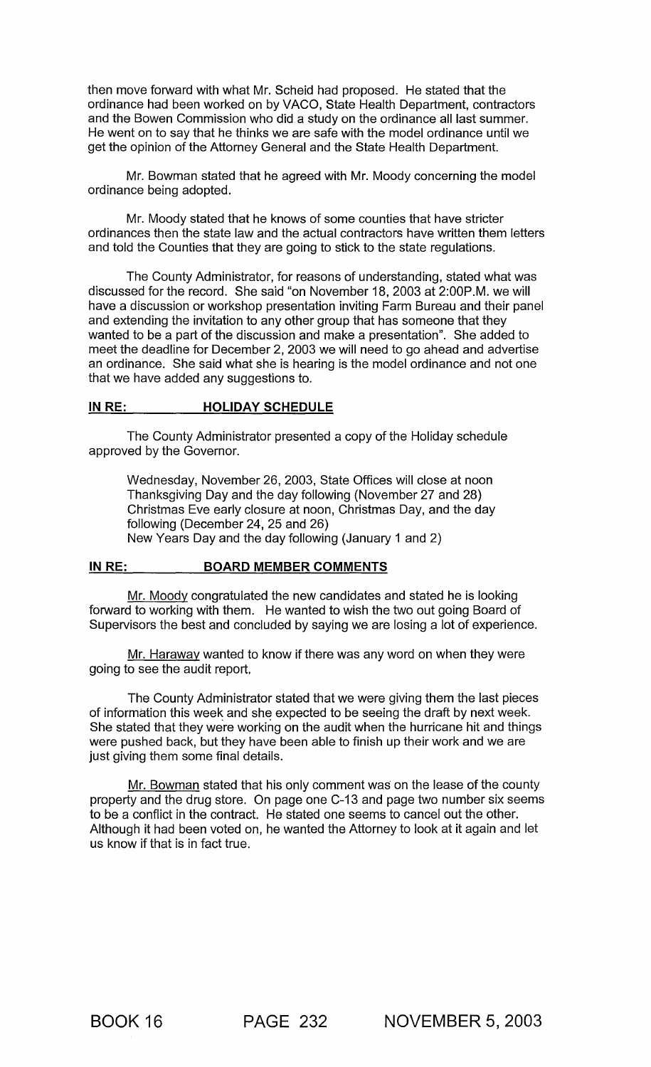then move forward with what Mr. Scheid had proposed. He stated that the ordinance had been worked on by VACO, State Health Department, contractors and the Bowen Commission who did a study on the ordinance all last summer. He went on to say that he thinks we are safe with the model ordinance until we get the opinion of the Attorney General and the State Health Department.

Mr. Bowman stated that he agreed with Mr. Moody concerning the model ordinance being adopted.

Mr. Moody stated that he knows of some counties that have stricter ordinances then the state law and the actual contractors have written them letters and told the Counties that they are going to stick to the state regulations.

The County Administrator, for reasons of understanding, stated what was discussed for the record. She said "on November 18, 2003 at 2:00P.M. we will have a discussion or workshop presentation inviting Farm Bureau and their panel and extending the invitation to any other group that has someone that they wanted to be a part of the discussion and make a presentation". She added to meet the deadline for December 2, 2003 we will need to go ahead and advertise an ordinance. She said what she is hearing is the model ordinance and not one that we have added any suggestions to.

## IN RE: HOLIDAY SCHEDULE

The County Administrator presented a copy of the Holiday schedule approved by the Governor.

> Wednesday, November 26, 2003, State Offices will close at noon
> Thanksgiving Day and the day following (November 27 and 28)
> Christmas Eve early closure at noon, Christmas Day, and the day following (December 24, 25 and 26)
> New Years Day and the day following (January 1 and 2)

## IN RE: BOARD MEMBER COMMENTS

Mr. Moody congratulated the new candidates and stated he is looking forward to working with them. He wanted to wish the two out going Board of Supervisors the best and concluded by saying we are losing a lot of experience.

Mr. Haraway wanted to know if there was any word on when they were going to see the audit report.

The County Administrator stated that we were giving them the last pieces of information this week and she expected to be seeing the draft by next week. She stated that they were working on the audit when the hurricane hit and things were pushed back, but they have been able to finish up their work and we are just giving them some final details.

Mr. Bowman stated that his only comment was on the lease of the county property and the drug store. On page one C-13 and page two number six seems to be a conflict in the contract. He stated one seems to cancel out the other. Although it had been voted on, he wanted the Attorney to look at it again and let us know if that is in fact true.

BOOK 16 PAGE 232 NOVEMBER 5, 2003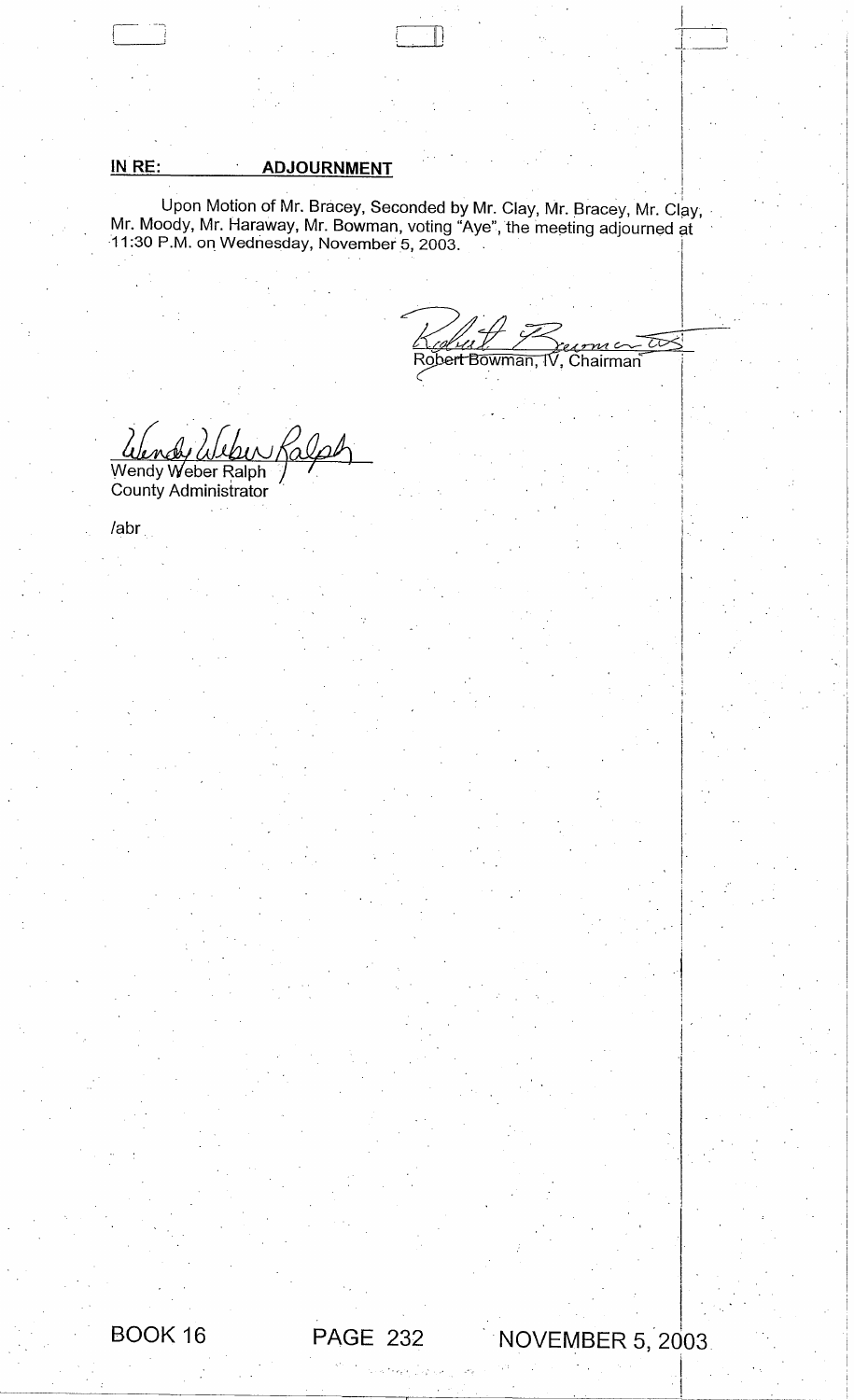**IN RE: ADJOURNMENT**

Upon Motion of Mr. Bracey, Seconded by Mr. Clay, Mr. Bracey, Mr. Clay, Mr. Moody, Mr. Haraway, Mr. Bowman, voting "Aye", the meeting adjourned at 11:30 P.M. on Wednesday, November 5, 2003.

Robert Bowman, IV, Chairman

Wendy Weber Ralph
County Administrator

/abr

BOOK 16 PAGE 232 NOVEMBER 5, 2003